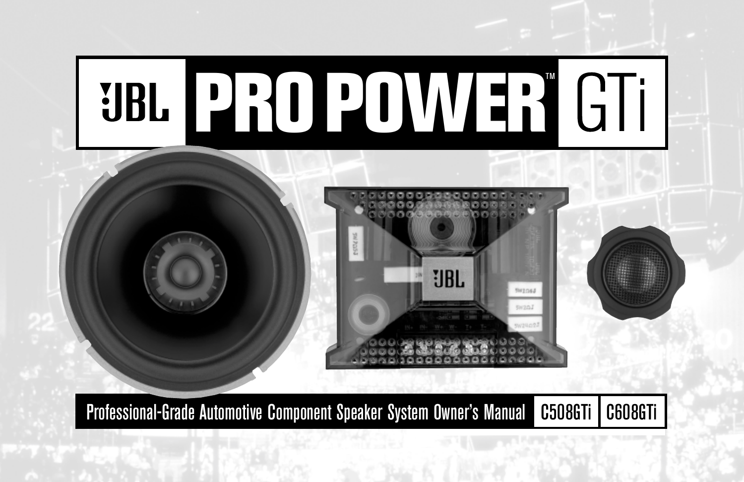# JBL PRO POWER™ GTi

Professional-Grade Automotive Component Speaker System Owner's Manual

C508GTi | C608GTi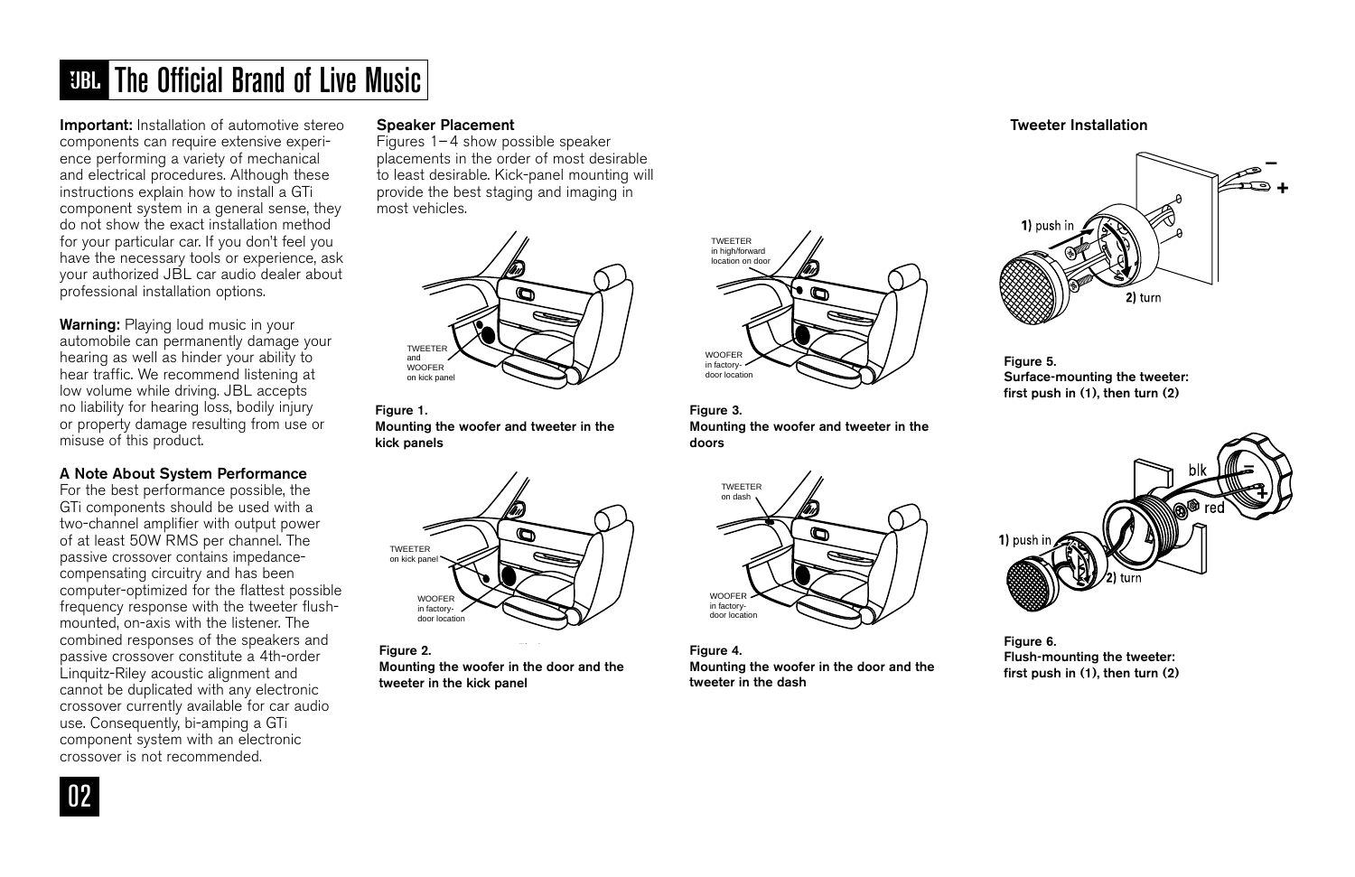# The Official Brand of Live Music

**Important:** Installation of automotive stereo components can require extensive experience performing a variety of mechanical and electrical procedures. Although these instructions explain how to install a GTi component system in a general sense, they do not show the exact installation method for your particular car. If you don't feel you have the necessary tools or experience, ask your authorized JBL car audio dealer about professional installation options.

**Warning:** Playing loud music in your automobile can permanently damage your hearing as well as hinder your ability to hear traffic. We recommend listening at low volume while driving. JBL accepts no liability for hearing loss, bodily injury or property damage resulting from use or misuse of this product.

### A Note About System Performance

For the best performance possible, the GTi components should be used with a two-channel amplifier with output power of at least 50W RMS per channel. The passive crossover contains impedance-compensating circuitry and has been computer-optimized for the flattest possible frequency response with the tweeter flush-mounted, on-axis with the listener. The combined responses of the speakers and passive crossover constitute a 4th-order Linquitz-Riley acoustic alignment and cannot be duplicated with any electronic crossover currently available for car audio use. Consequently, bi-amping a GTi component system with an electronic crossover is not recommended.

### Speaker Placement

Figures 1–4 show possible speaker placements in the order of most desirable to least desirable. Kick-panel mounting will provide the best staging and imaging in most vehicles.

TWEETER and WOOFER on kick panel

**Figure 1.**
**Mounting the woofer and tweeter in the kick panels**

TWEETER in high/forward location on door

WOOFER in factory-door location

**Figure 3.**
**Mounting the woofer and tweeter in the doors**

TWEETER on kick panel

WOOFER in factory-door location

**Figure 2.**
**Mounting the woofer in the door and the tweeter in the kick panel**

TWEETER on dash

WOOFER in factory-door location

**Figure 4.**
**Mounting the woofer in the door and the tweeter in the dash**

### Tweeter Installation

1) push in

2) turn

**Figure 5.**
**Surface-mounting the tweeter: first push in (1), then turn (2)**

1) push in

2) turn

blk

red

**Figure 6.**
**Flush-mounting the tweeter: first push in (1), then turn (2)**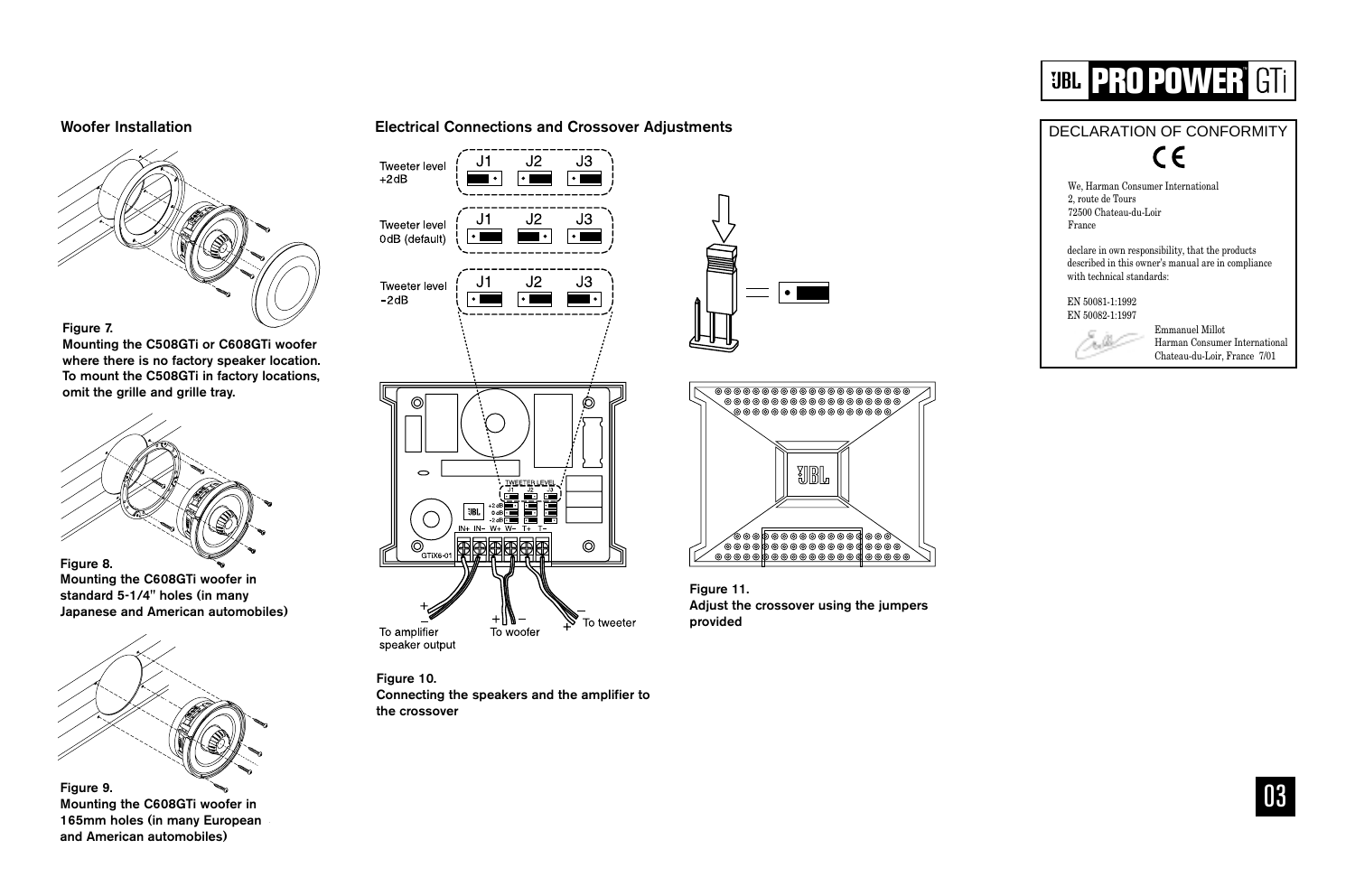## Woofer Installation

**Figure 7.**
**Mounting the C508GTi or C608GTi woofer where there is no factory speaker location. To mount the C508GTi in factory locations, omit the grille and grille tray.**

**Figure 8.**
**Mounting the C608GTi woofer in standard 5-1/4" holes (in many Japanese and American automobiles)**

**Figure 9.**
**Mounting the C608GTi woofer in 165mm holes (in many European and American automobiles)**

## Electrical Connections and Crossover Adjustments

Tweeter level +2dB — J1 J2 J3

Tweeter level 0dB (default) — J1 J2 J3

Tweeter level -2dB — J1 J2 J3

To amplifier speaker output — To woofer — To tweeter

**Figure 10.**
**Connecting the speakers and the amplifier to the crossover**

**Figure 11.**
**Adjust the crossover using the jumpers provided**

## DECLARATION OF CONFORMITY

CE

We, Harman Consumer International
2, route de Tours
72500 Chateau-du-Loir
France

declare in own responsibility, that the products described in this owner's manual are in compliance with technical standards:

EN 50081-1:1992
EN 50082-1:1997

Emmanuel Millot
Harman Consumer International
Chateau-du-Loir, France 7/01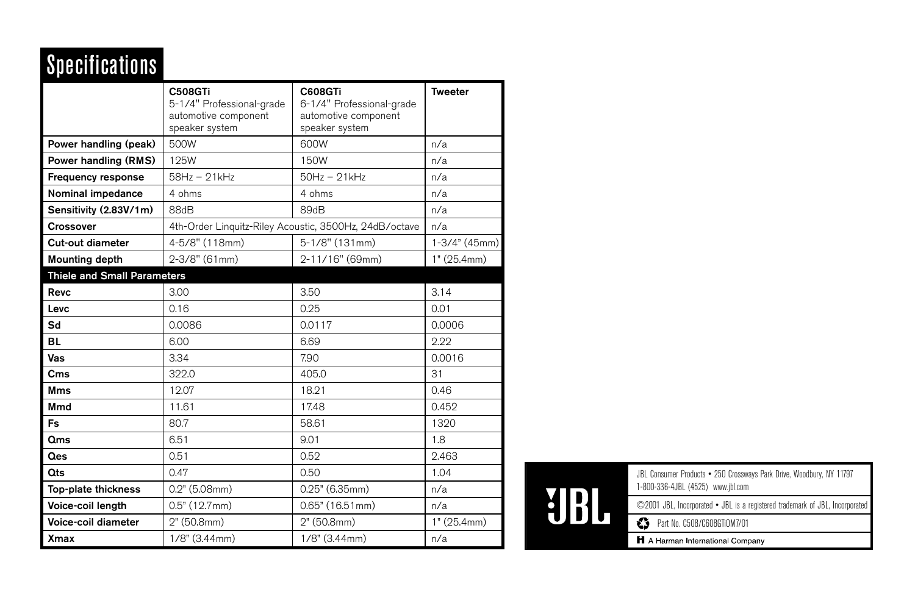# Specifications

| | C508GTi<br>5-1/4" Professional-grade automotive component speaker system | C608GTi<br>6-1/4" Professional-grade automotive component speaker system | Tweeter |
|---|---|---|---|
| **Power handling (peak)** | 500W | 600W | n/a |
| **Power handling (RMS)** | 125W | 150W | n/a |
| **Frequency response** | 58Hz – 21kHz | 50Hz – 21kHz | n/a |
| **Nominal impedance** | 4 ohms | 4 ohms | n/a |
| **Sensitivity (2.83V/1m)** | 88dB | 89dB | n/a |
| **Crossover** | 4th-Order Linquitz-Riley Acoustic, 3500Hz, 24dB/octave | | n/a |
| **Cut-out diameter** | 4-5/8" (118mm) | 5-1/8" (131mm) | 1-3/4" (45mm) |
| **Mounting depth** | 2-3/8" (61mm) | 2-11/16" (69mm) | 1" (25.4mm) |
| **Thiele and Small Parameters** | | | |
| **Revc** | 3.00 | 3.50 | 3.14 |
| **Levc** | 0.16 | 0.25 | 0.01 |
| **Sd** | 0.0086 | 0.0117 | 0.0006 |
| **BL** | 6.00 | 6.69 | 2.22 |
| **Vas** | 3.34 | 7.90 | 0.0016 |
| **Cms** | 322.0 | 405.0 | 31 |
| **Mms** | 12.07 | 18.21 | 0.46 |
| **Mmd** | 11.61 | 17.48 | 0.452 |
| **Fs** | 80.7 | 58.61 | 1320 |
| **Qms** | 6.51 | 9.01 | 1.8 |
| **Qes** | 0.51 | 0.52 | 2.463 |
| **Qts** | 0.47 | 0.50 | 1.04 |
| **Top-plate thickness** | 0.2" (5.08mm) | 0.25" (6.35mm) | n/a |
| **Voice-coil length** | 0.5" (12.7mm) | 0.65" (16.51mm) | n/a |
| **Voice-coil diameter** | 2" (50.8mm) | 2" (50.8mm) | 1" (25.4mm) |
| **Xmax** | 1/8" (3.44mm) | 1/8" (3.44mm) | n/a |

JBL

JBL Consumer Products • 250 Crossways Park Drive, Woodbury, NY 11797
1-800-336-4JBL (4525) www.jbl.com

©2001 JBL, Incorporated • JBL is a registered trademark of JBL, Incorporated

Part No. C508/C608GTiOM7/01

A Harman International Company